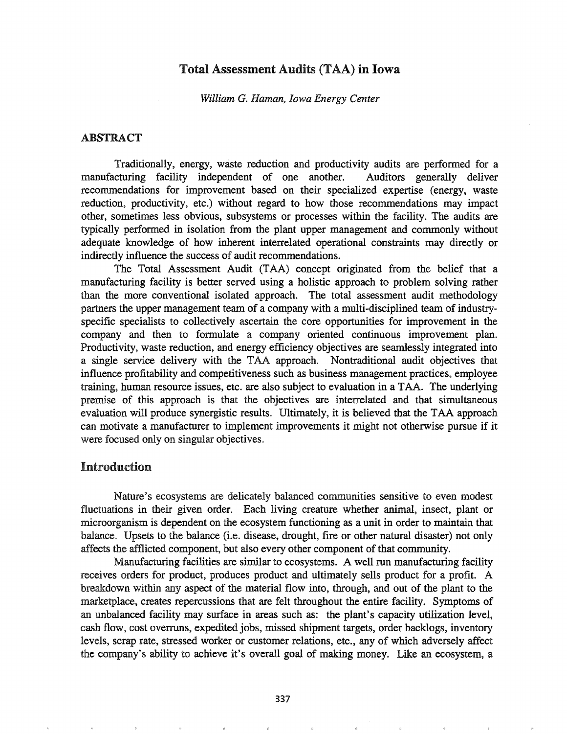# Total Assessment Audits (TAA) in Iowa

*William G. Haman, Iowa Energy Center*

## ABSTRACT

Traditionally, energy, waste reduction and productivity audits are performed for a manufacturing facility independent of one another. Auditors generally deliver recommendations for improvement based on their specialized expertise (energy, waste reduction, productivity, etc.) without regard to how those recommendations may impact other, sometimes less obvious, subsystems or processes within the facility. The audits are typically performed in isolation from the plant upper management and commonly without adequate knowledge of how inherent interrelated operational constraints may directly or indirectly influence the success of audit recommendations.

The Total Assessment Audit (TAA) concept originated from the belief that a manufacturing facility is better served using a holistic approach to problem solving rather than the more conventional isolated approach. The total assessment audit methodology partners the upper management team of a company with a multi-disciplined team of industry-specific specialists to collectively ascertain the core opportunities for improvement in the company and then to formulate a company oriented continuous improvement plan. Productivity, waste reduction, and energy efficiency objectives are seamlessly integrated into a single service delivery with the TAA approach. Nontraditional audit objectives that influence profitability and competitiveness such as business management practices, employee training, human resource issues, etc. are also subject to evaluation in a TAA. The underlying premise of this approach is that the objectives are interrelated and that simultaneous evaluation will produce synergistic results. Ultimately, it is believed that the TAA approach can motivate a manufacturer to implement improvements it might not otherwise pursue if it were focused only on singular objectives.

## Introduction

Nature's ecosystems are delicately balanced communities sensitive to even modest fluctuations in their given order. Each living creature whether animal, insect, plant or microorganism is dependent on the ecosystem functioning as a unit in order to maintain that balance. Upsets to the balance (i.e. disease, drought, fire or other natural disaster) not only affects the afflicted component, but also every other component of that community.

Manufacturing facilities are similar to ecosystems. A well run manufacturing facility receives orders for product, produces product and ultimately sells product for a profit. A breakdown within any aspect of the material flow into, through, and out of the plant to the marketplace, creates repercussions that are felt throughout the entire facility. Symptoms of an unbalanced facility may surface in areas such as: the plant's capacity utilization level, cash flow, cost overruns, expedited jobs, missed shipment targets, order backlogs, inventory levels, scrap rate, stressed worker or customer relations, etc., any of which adversely affect the company's ability to achieve it's overall goal of making money. Like an ecosystem, a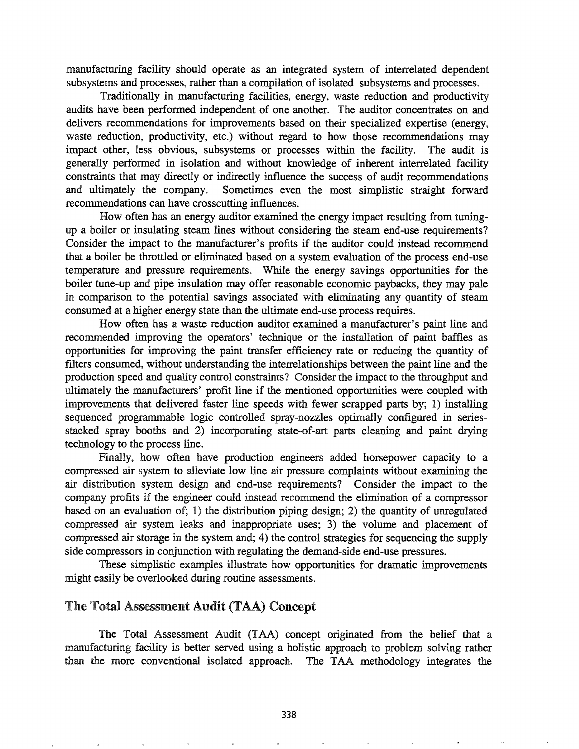manufacturing facility should operate as an integrated system of interrelated dependent subsystems and processes, rather than a compilation of isolated subsystems and processes.

Traditionally in manufacturing facilities, energy, waste reduction and productivity audits have been performed independent of one another. The auditor concentrates on and delivers recommendations for improvements based on their specialized expertise (energy, waste reduction, productivity, etc.) without regard to how those recommendations may impact other, less obvious, subsystems or processes within the facility. The audit is generally performed in isolation and without knowledge of inherent interrelated facility constraints that may directly or indirectly influence the success of audit recommendations and ultimately the company. Sometimes even the most simplistic straight forward recommendations can have crosscutting influences.

How often has an energy auditor examined the energy impact resulting from tuning-up a boiler or insulating steam lines without considering the steam end-use requirements? Consider the impact to the manufacturer's profits if the auditor could instead recommend that a boiler be throttled or eliminated based on a system evaluation of the process end-use temperature and pressure requirements. While the energy savings opportunities for the boiler tune-up and pipe insulation may offer reasonable economic paybacks, they may pale in comparison to the potential savings associated with eliminating any quantity of steam consumed at a higher energy state than the ultimate end-use process requires.

How often has a waste reduction auditor examined a manufacturer's paint line and recommended improving the operators' technique or the installation of paint baffles as opportunities for improving the paint transfer efficiency rate or reducing the quantity of filters consumed, without understanding the interrelationships between the paint line and the production speed and quality control constraints? Consider the impact to the throughput and ultimately the manufacturers' profit line if the mentioned opportunities were coupled with improvements that delivered faster line speeds with fewer scrapped parts by; 1) installing sequenced programmable logic controlled spray-nozzles optimally configured in series-stacked spray booths and 2) incorporating state-of-art parts cleaning and paint drying technology to the process line.

Finally, how often have production engineers added horsepower capacity to a compressed air system to alleviate low line air pressure complaints without examining the air distribution system design and end-use requirements? Consider the impact to the company profits if the engineer could instead recommend the elimination of a compressor based on an evaluation of; 1) the distribution piping design; 2) the quantity of unregulated compressed air system leaks and inappropriate uses; 3) the volume and placement of compressed air storage in the system and; 4) the control strategies for sequencing the supply side compressors in conjunction with regulating the demand-side end-use pressures.

These simplistic examples illustrate how opportunities for dramatic improvements might easily be overlooked during routine assessments.

## The Total Assessment Audit (TAA) Concept

The Total Assessment Audit (TAA) concept originated from the belief that a manufacturing facility is better served using a holistic approach to problem solving rather than the more conventional isolated approach. The TAA methodology integrates the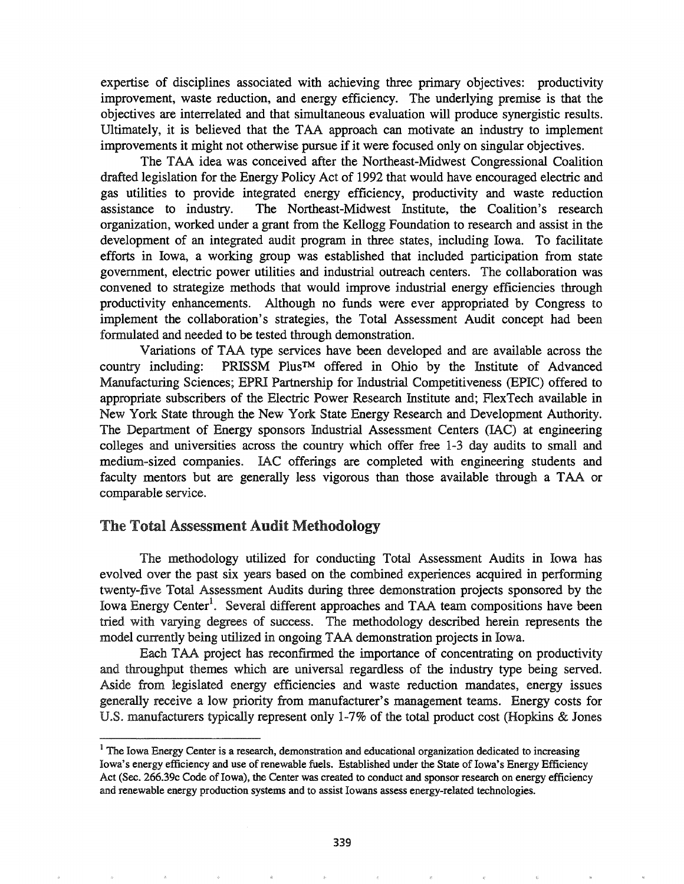expertise of disciplines associated with achieving three primary objectives: productivity improvement, waste reduction, and energy efficiency. The underlying premise is that the objectives are interrelated and that simultaneous evaluation will produce synergistic results. Ultimately, it is believed that the TAA approach can motivate an industry to implement improvements it might not otherwise pursue if it were focused only on singular objectives.

The TAA idea was conceived after the Northeast-Midwest Congressional Coalition drafted legislation for the Energy Policy Act of 1992 that would have encouraged electric and gas utilities to provide integrated energy efficiency, productivity and waste reduction assistance to industry. The Northeast-Midwest Institute, the Coalition's research organization, worked under a grant from the Kellogg Foundation to research and assist in the development of an integrated audit program in three states, including Iowa. To facilitate efforts in Iowa, a working group was established that included participation from state government, electric power utilities and industrial outreach centers. The collaboration was convened to strategize methods that would improve industrial energy efficiencies through productivity enhancements. Although no funds were ever appropriated by Congress to implement the collaboration's strategies, the Total Assessment Audit concept had been formulated and needed to be tested through demonstration.

Variations of TAA type services have been developed and are available across the country including: PRISSM Plus™ offered in Ohio by the Institute of Advanced Manufacturing Sciences; EPRI Partnership for Industrial Competitiveness (EPIC) offered to appropriate subscribers of the Electric Power Research Institute and; FlexTech available in New York State through the New York State Energy Research and Development Authority. The Department of Energy sponsors Industrial Assessment Centers (IAC) at engineering colleges and universities across the country which offer free 1-3 day audits to small and medium-sized companies. IAC offerings are completed with engineering students and faculty mentors but are generally less vigorous than those available through a TAA or comparable service.

## The Total Assessment Audit Methodology

The methodology utilized for conducting Total Assessment Audits in Iowa has evolved over the past six years based on the combined experiences acquired in performing twenty-five Total Assessment Audits during three demonstration projects sponsored by the Iowa Energy Center[1]. Several different approaches and TAA team compositions have been tried with varying degrees of success. The methodology described herein represents the model currently being utilized in ongoing TAA demonstration projects in Iowa.

Each TAA project has reconfirmed the importance of concentrating on productivity and throughput themes which are universal regardless of the industry type being served. Aside from legislated energy efficiencies and waste reduction mandates, energy issues generally receive a low priority from manufacturer's management teams. Energy costs for U.S. manufacturers typically represent only 1-7% of the total product cost (Hopkins & Jones

---

[1] **The Iowa Energy Center is a research, demonstration and educational organization dedicated to increasing Iowa's energy efficiency and use of renewable fuels. Established under the State of Iowa's Energy Efficiency Act (Sec. 266.39c Code of Iowa), the Center was created to conduct and sponsor research on energy efficiency and renewable energy production systems and to assist Iowans assess energy-related technologies.**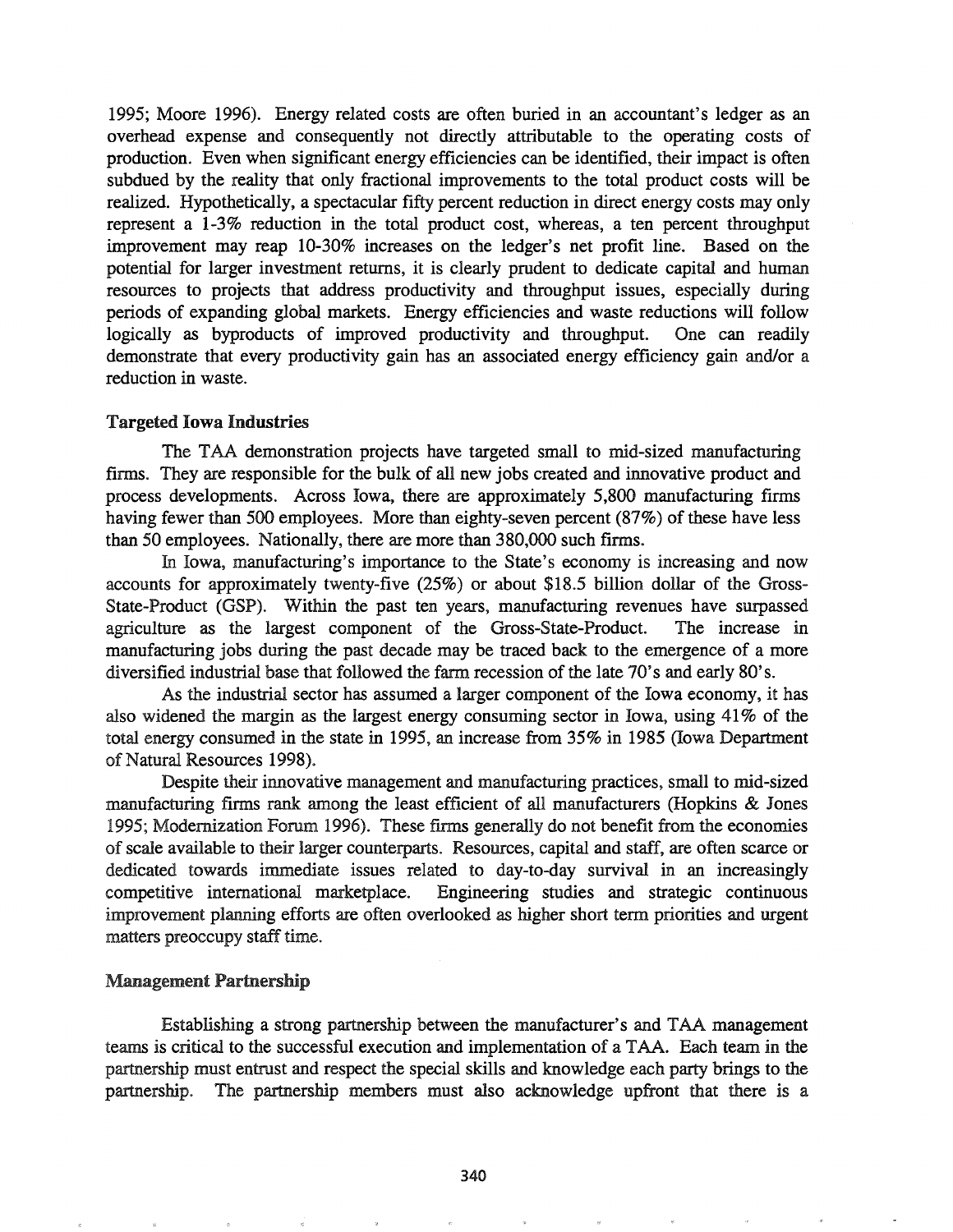1995; Moore 1996). Energy related costs are often buried in an accountant's ledger as an overhead expense and consequently not directly attributable to the operating costs of production. Even when significant energy efficiencies can be identified, their impact is often subdued by the reality that only fractional improvements to the total product costs will be realized. Hypothetically, a spectacular fifty percent reduction in direct energy costs may only represent a 1-3% reduction in the total product cost, whereas, a ten percent throughput improvement may reap 10-30% increases on the ledger's net profit line. Based on the potential for larger investment returns, it is clearly prudent to dedicate capital and human resources to projects that address productivity and throughput issues, especially during periods of expanding global markets. Energy efficiencies and waste reductions will follow logically as byproducts of improved productivity and throughput. One can readily demonstrate that every productivity gain has an associated energy efficiency gain and/or a reduction in waste.

### Targeted Iowa Industries

The TAA demonstration projects have targeted small to mid-sized manufacturing firms. They are responsible for the bulk of all new jobs created and innovative product and process developments. Across Iowa, there are approximately 5,800 manufacturing firms having fewer than 500 employees. More than eighty-seven percent (87%) of these have less than 50 employees. Nationally, there are more than 380,000 such firms.

In Iowa, manufacturing's importance to the State's economy is increasing and now accounts for approximately twenty-five (25%) or about $18.5 billion dollar of the Gross-State-Product (GSP). Within the past ten years, manufacturing revenues have surpassed agriculture as the largest component of the Gross-State-Product. The increase in manufacturing jobs during the past decade may be traced back to the emergence of a more diversified industrial base that followed the farm recession of the late 70's and early 80's.

As the industrial sector has assumed a larger component of the Iowa economy, it has also widened the margin as the largest energy consuming sector in Iowa, using 41% of the total energy consumed in the state in 1995, an increase from 35% in 1985 (Iowa Department of Natural Resources 1998).

Despite their innovative management and manufacturing practices, small to mid-sized manufacturing firms rank among the least efficient of all manufacturers (Hopkins & Jones 1995; Modernization Forum 1996). These firms generally do not benefit from the economies of scale available to their larger counterparts. Resources, capital and staff, are often scarce or dedicated towards immediate issues related to day-to-day survival in an increasingly competitive international marketplace. Engineering studies and strategic continuous improvement planning efforts are often overlooked as higher short term priorities and urgent matters preoccupy staff time.

### Management Partnership

Establishing a strong partnership between the manufacturer's and TAA management teams is critical to the successful execution and implementation of a TAA. Each team in the partnership must entrust and respect the special skills and knowledge each party brings to the partnership. The partnership members must also acknowledge upfront that there is a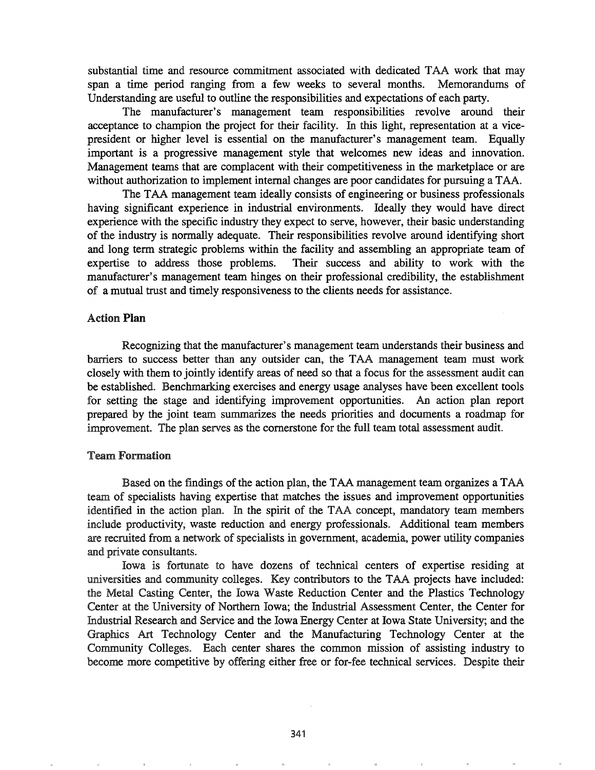substantial time and resource commitment associated with dedicated TAA work that may span a time period ranging from a few weeks to several months. Memorandums of Understanding are useful to outline the responsibilities and expectations of each party.

The manufacturer's management team responsibilities revolve around their acceptance to champion the project for their facility. In this light, representation at a vice-president or higher level is essential on the manufacturer's management team. Equally important is a progressive management style that welcomes new ideas and innovation. Management teams that are complacent with their competitiveness in the marketplace or are without authorization to implement internal changes are poor candidates for pursuing a TAA.

The TAA management team ideally consists of engineering or business professionals having significant experience in industrial environments. Ideally they would have direct experience with the specific industry they expect to serve, however, their basic understanding of the industry is normally adequate. Their responsibilities revolve around identifying short and long term strategic problems within the facility and assembling an appropriate team of expertise to address those problems. Their success and ability to work with the manufacturer's management team hinges on their professional credibility, the establishment of a mutual trust and timely responsiveness to the clients needs for assistance.

### Action Plan

Recognizing that the manufacturer's management team understands their business and barriers to success better than any outsider can, the TAA management team must work closely with them to jointly identify areas of need so that a focus for the assessment audit can be established. Benchmarking exercises and energy usage analyses have been excellent tools for setting the stage and identifying improvement opportunities. An action plan report prepared by the joint team summarizes the needs priorities and documents a roadmap for improvement. The plan serves as the cornerstone for the full team total assessment audit.

### Team Formation

Based on the findings of the action plan, the TAA management team organizes a TAA team of specialists having expertise that matches the issues and improvement opportunities identified in the action plan. In the spirit of the TAA concept, mandatory team members include productivity, waste reduction and energy professionals. Additional team members are recruited from a network of specialists in government, academia, power utility companies and private consultants.

Iowa is fortunate to have dozens of technical centers of expertise residing at universities and community colleges. Key contributors to the TAA projects have included: the Metal Casting Center, the Iowa Waste Reduction Center and the Plastics Technology Center at the University of Northern Iowa; the Industrial Assessment Center, the Center for Industrial Research and Service and the Iowa Energy Center at Iowa State University; and the Graphics Art Technology Center and the Manufacturing Technology Center at the Community Colleges. Each center shares the common mission of assisting industry to become more competitive by offering either free or for-fee technical services. Despite their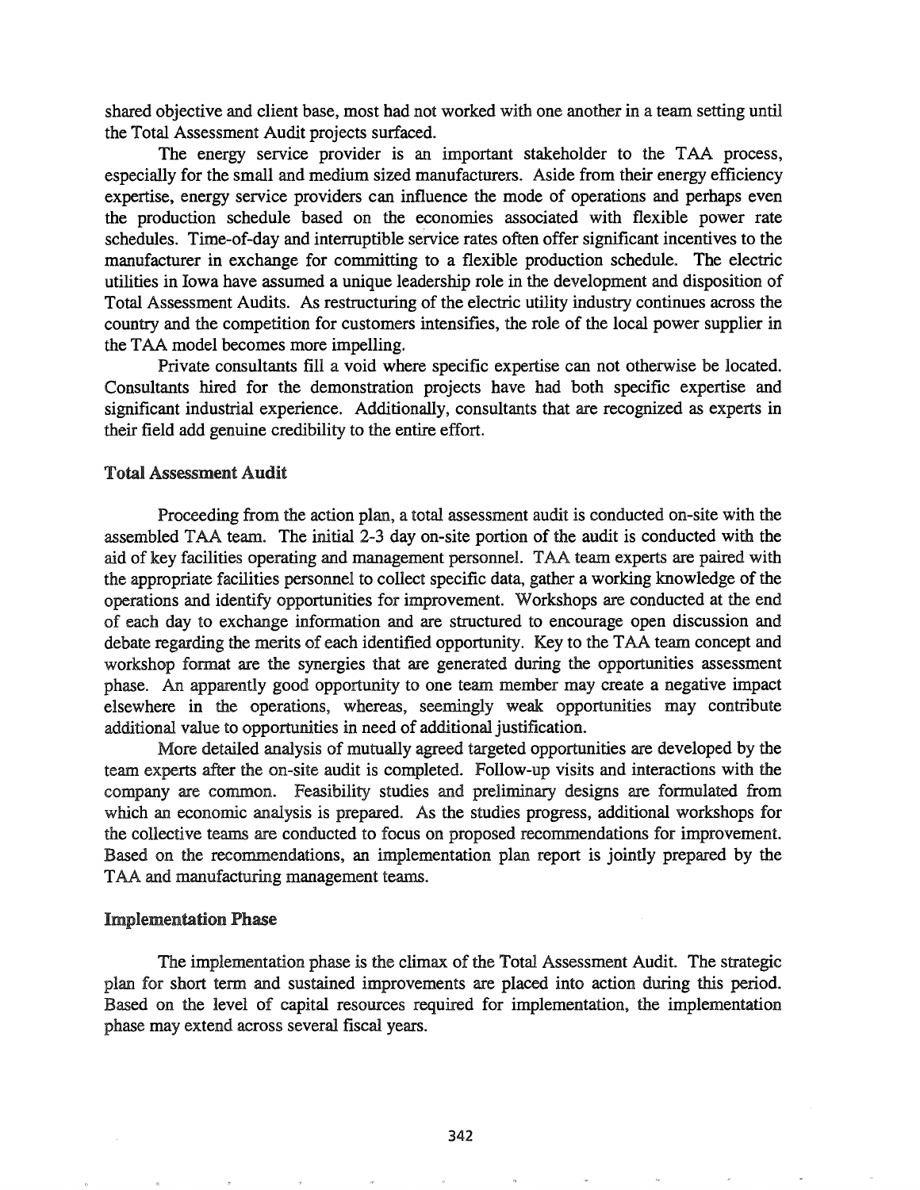shared objective and client base, most had not worked with one another in a team setting until the Total Assessment Audit projects surfaced.

The energy service provider is an important stakeholder to the TAA process, especially for the small and medium sized manufacturers. Aside from their energy efficiency expertise, energy service providers can influence the mode of operations and perhaps even the production schedule based on the economies associated with flexible power rate schedules. Time-of-day and interruptible service rates often offer significant incentives to the manufacturer in exchange for committing to a flexible production schedule. The electric utilities in Iowa have assumed a unique leadership role in the development and disposition of Total Assessment Audits. As restructuring of the electric utility industry continues across the country and the competition for customers intensifies, the role of the local power supplier in the TAA model becomes more impelling.

Private consultants fill a void where specific expertise can not otherwise be located. Consultants hired for the demonstration projects have had both specific expertise and significant industrial experience. Additionally, consultants that are recognized as experts in their field add genuine credibility to the entire effort.

### Total Assessment Audit

Proceeding from the action plan, a total assessment audit is conducted on-site with the assembled TAA team. The initial 2-3 day on-site portion of the audit is conducted with the aid of key facilities operating and management personnel. TAA team experts are paired with the appropriate facilities personnel to collect specific data, gather a working knowledge of the operations and identify opportunities for improvement. Workshops are conducted at the end of each day to exchange information and are structured to encourage open discussion and debate regarding the merits of each identified opportunity. Key to the TAA team concept and workshop format are the synergies that are generated during the opportunities assessment phase. An apparently good opportunity to one team member may create a negative impact elsewhere in the operations, whereas, seemingly weak opportunities may contribute additional value to opportunities in need of additional justification.

More detailed analysis of mutually agreed targeted opportunities are developed by the team experts after the on-site audit is completed. Follow-up visits and interactions with the company are common. Feasibility studies and preliminary designs are formulated from which an economic analysis is prepared. As the studies progress, additional workshops for the collective teams are conducted to focus on proposed recommendations for improvement. Based on the recommendations, an implementation plan report is jointly prepared by the TAA and manufacturing management teams.

### Implementation Phase

The implementation phase is the climax of the Total Assessment Audit. The strategic plan for short term and sustained improvements are placed into action during this period. Based on the level of capital resources required for implementation, the implementation phase may extend across several fiscal years.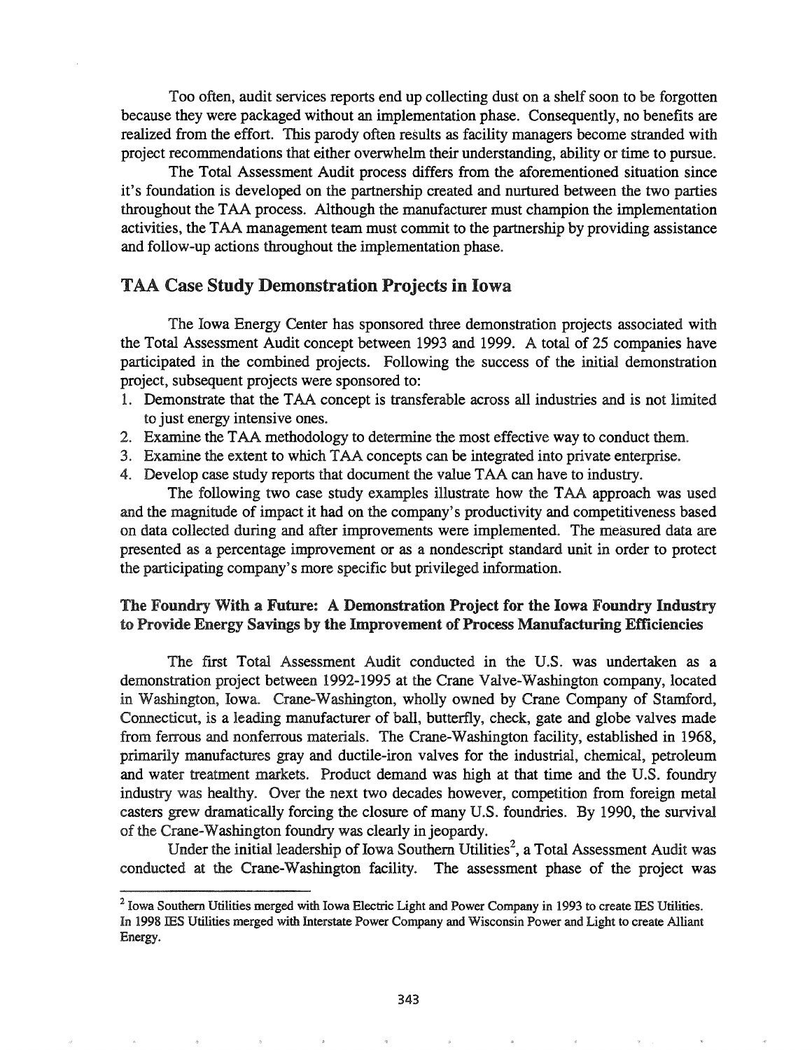Too often, audit services reports end up collecting dust on a shelf soon to be forgotten because they were packaged without an implementation phase. Consequently, no benefits are realized from the effort. This parody often results as facility managers become stranded with project recommendations that either overwhelm their understanding, ability or time to pursue.

The Total Assessment Audit process differs from the aforementioned situation since it's foundation is developed on the partnership created and nurtured between the two parties throughout the TAA process. Although the manufacturer must champion the implementation activities, the TAA management team must commit to the partnership by providing assistance and follow-up actions throughout the implementation phase.

## TAA Case Study Demonstration Projects in Iowa

The Iowa Energy Center has sponsored three demonstration projects associated with the Total Assessment Audit concept between 1993 and 1999. A total of 25 companies have participated in the combined projects. Following the success of the initial demonstration project, subsequent projects were sponsored to:

1. Demonstrate that the TAA concept is transferable across all industries and is not limited to just energy intensive ones.
2. Examine the TAA methodology to determine the most effective way to conduct them.
3. Examine the extent to which TAA concepts can be integrated into private enterprise.
4. Develop case study reports that document the value TAA can have to industry.

The following two case study examples illustrate how the TAA approach was used and the magnitude of impact it had on the company's productivity and competitiveness based on data collected during and after improvements were implemented. The measured data are presented as a percentage improvement or as a nondescript standard unit in order to protect the participating company's more specific but privileged information.

### The Foundry With a Future: A Demonstration Project for the Iowa Foundry Industry to Provide Energy Savings by the Improvement of Process Manufacturing Efficiencies

The first Total Assessment Audit conducted in the U.S. was undertaken as a demonstration project between 1992-1995 at the Crane Valve-Washington company, located in Washington, Iowa. Crane-Washington, wholly owned by Crane Company of Stamford, Connecticut, is a leading manufacturer of ball, butterfly, check, gate and globe valves made from ferrous and nonferrous materials. The Crane-Washington facility, established in 1968, primarily manufactures gray and ductile-iron valves for the industrial, chemical, petroleum and water treatment markets. Product demand was high at that time and the U.S. foundry industry was healthy. Over the next two decades however, competition from foreign metal casters grew dramatically forcing the closure of many U.S. foundries. By 1990, the survival of the Crane-Washington foundry was clearly in jeopardy.

Under the initial leadership of Iowa Southern Utilities[2], a Total Assessment Audit was conducted at the Crane-Washington facility. The assessment phase of the project was

[2] Iowa Southern Utilities merged with Iowa Electric Light and Power Company in 1993 to create IES Utilities. In 1998 IES Utilities merged with Interstate Power Company and Wisconsin Power and Light to create Alliant Energy.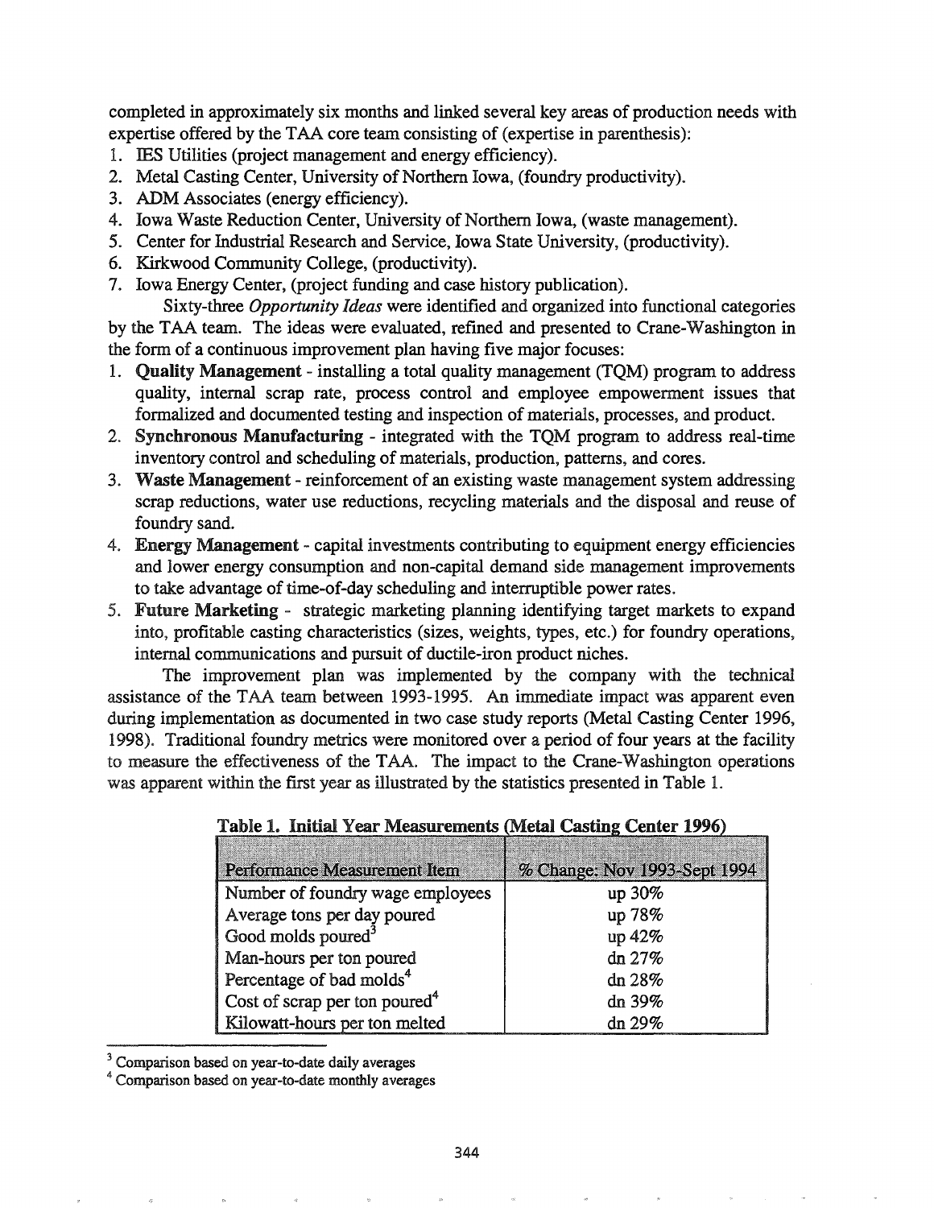completed in approximately six months and linked several key areas of production needs with expertise offered by the TAA core team consisting of (expertise in parenthesis):

1. IES Utilities (project management and energy efficiency).
2. Metal Casting Center, University of Northern Iowa, (foundry productivity).
3. ADM Associates (energy efficiency).
4. Iowa Waste Reduction Center, University of Northern Iowa, (waste management).
5. Center for Industrial Research and Service, Iowa State University, (productivity).
6. Kirkwood Community College, (productivity).
7. Iowa Energy Center, (project funding and case history publication).

Sixty-three *Opportunity Ideas* were identified and organized into functional categories by the TAA team. The ideas were evaluated, refined and presented to Crane-Washington in the form of a continuous improvement plan having five major focuses:

1. **Quality Management** - installing a total quality management (TQM) program to address quality, internal scrap rate, process control and employee empowerment issues that formalized and documented testing and inspection of materials, processes, and product.
2. **Synchronous Manufacturing** - integrated with the TQM program to address real-time inventory control and scheduling of materials, production, patterns, and cores.
3. **Waste Management** - reinforcement of an existing waste management system addressing scrap reductions, water use reductions, recycling materials and the disposal and reuse of foundry sand.
4. **Energy Management** - capital investments contributing to equipment energy efficiencies and lower energy consumption and non-capital demand side management improvements to take advantage of time-of-day scheduling and interruptible power rates.
5. **Future Marketing** - strategic marketing planning identifying target markets to expand into, profitable casting characteristics (sizes, weights, types, etc.) for foundry operations, internal communications and pursuit of ductile-iron product niches.

The improvement plan was implemented by the company with the technical assistance of the TAA team between 1993-1995. An immediate impact was apparent even during implementation as documented in two case study reports (Metal Casting Center 1996, 1998). Traditional foundry metrics were monitored over a period of four years at the facility to measure the effectiveness of the TAA. The impact to the Crane-Washington operations was apparent within the first year as illustrated by the statistics presented in Table 1.

**Table 1. Initial Year Measurements (Metal Casting Center 1996)**

| Performance Measurement Item | % Change: Nov 1993-Sept 1994 |
|---|---|
| Number of foundry wage employees | up 30% |
| Average tons per day poured | up 78% |
| Good molds poured[3] | up 42% |
| Man-hours per ton poured | dn 27% |
| Percentage of bad molds[4] | dn 28% |
| Cost of scrap per ton poured[4] | dn 39% |
| Kilowatt-hours per ton melted | dn 29% |

[3] Comparison based on year-to-date daily averages

[4] Comparison based on year-to-date monthly averages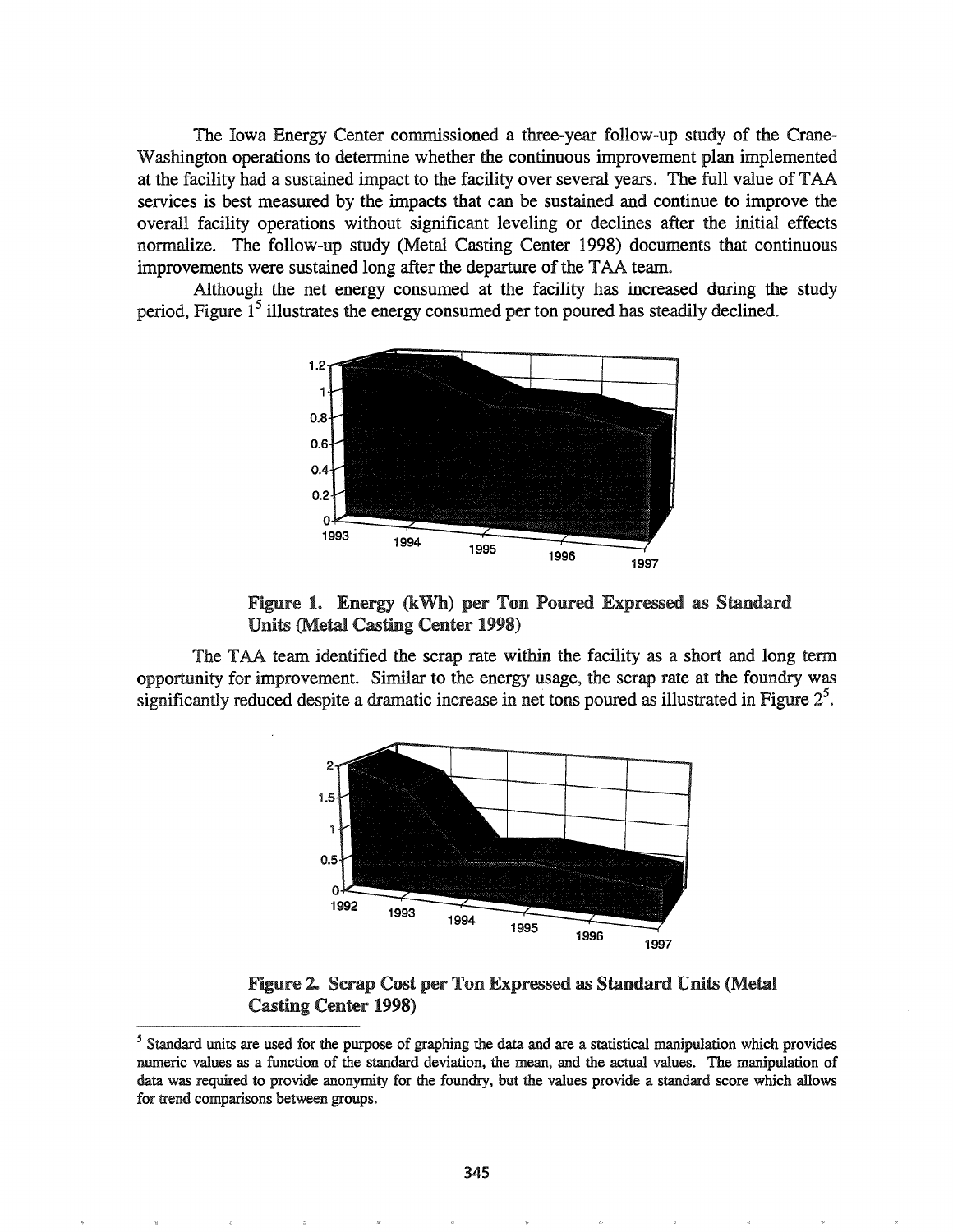The Iowa Energy Center commissioned a three-year follow-up study of the Crane-Washington operations to determine whether the continuous improvement plan implemented at the facility had a sustained impact to the facility over several years. The full value of TAA services is best measured by the impacts that can be sustained and continue to improve the overall facility operations without significant leveling or declines after the initial effects normalize. The follow-up study (Metal Casting Center 1998) documents that continuous improvements were sustained long after the departure of the TAA team.

Although the net energy consumed at the facility has increased during the study period, Figure 1[5] illustrates the energy consumed per ton poured has steadily declined.

**Figure 1. Energy (kWh) per Ton Poured Expressed as Standard Units (Metal Casting Center 1998)**

The TAA team identified the scrap rate within the facility as a short and long term opportunity for improvement. Similar to the energy usage, the scrap rate at the foundry was significantly reduced despite a dramatic increase in net tons poured as illustrated in Figure 2[5].

**Figure 2. Scrap Cost per Ton Expressed as Standard Units (Metal Casting Center 1998)**

[5] Standard units are used for the purpose of graphing the data and are a statistical manipulation which provides numeric values as a function of the standard deviation, the mean, and the actual values. The manipulation of data was required to provide anonymity for the foundry, but the values provide a standard score which allows for trend comparisons between groups.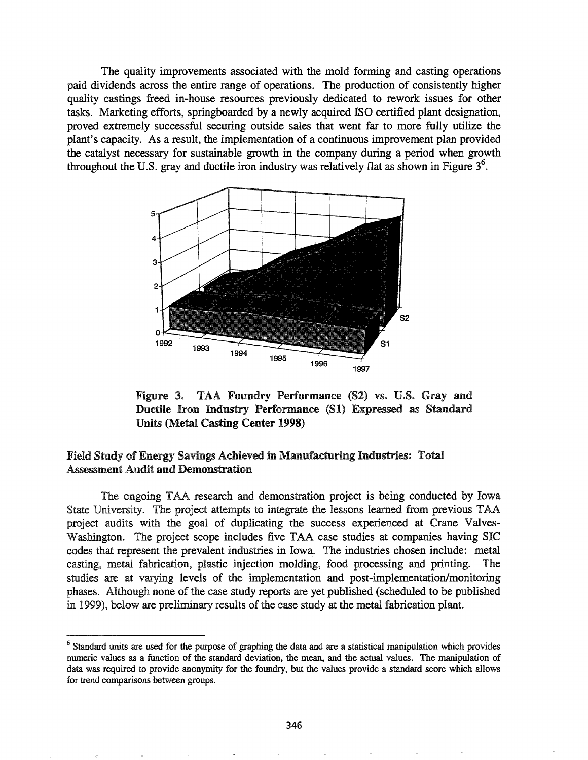The quality improvements associated with the mold forming and casting operations paid dividends across the entire range of operations. The production of consistently higher quality castings freed in-house resources previously dedicated to rework issues for other tasks. Marketing efforts, springboarded by a newly acquired ISO certified plant designation, proved extremely successful securing outside sales that went far to more fully utilize the plant's capacity. As a result, the implementation of a continuous improvement plan provided the catalyst necessary for sustainable growth in the company during a period when growth throughout the U.S. gray and ductile iron industry was relatively flat as shown in Figure 3[6].

**Figure 3. TAA Foundry Performance (S2) vs. U.S. Gray and Ductile Iron Industry Performance (S1) Expressed as Standard Units (Metal Casting Center 1998)**

### Field Study of Energy Savings Achieved in Manufacturing Industries: Total Assessment Audit and Demonstration

The ongoing TAA research and demonstration project is being conducted by Iowa State University. The project attempts to integrate the lessons learned from previous TAA project audits with the goal of duplicating the success experienced at Crane Valves-Washington. The project scope includes five TAA case studies at companies having SIC codes that represent the prevalent industries in Iowa. The industries chosen include: metal casting, metal fabrication, plastic injection molding, food processing and printing. The studies are at varying levels of the implementation and post-implementation/monitoring phases. Although none of the case study reports are yet published (scheduled to be published in 1999), below are preliminary results of the case study at the metal fabrication plant.

---

[6] Standard units are used for the purpose of graphing the data and are a statistical manipulation which provides numeric values as a function of the standard deviation, the mean, and the actual values. The manipulation of data was required to provide anonymity for the foundry, but the values provide a standard score which allows for trend comparisons between groups.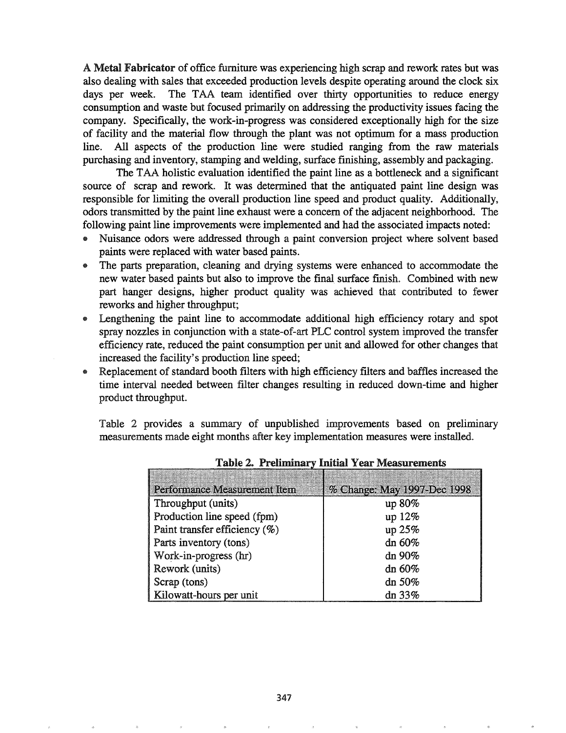**A Metal Fabricator** of office furniture was experiencing high scrap and rework rates but was also dealing with sales that exceeded production levels despite operating around the clock six days per week. The TAA team identified over thirty opportunities to reduce energy consumption and waste but focused primarily on addressing the productivity issues facing the company. Specifically, the work-in-progress was considered exceptionally high for the size of facility and the material flow through the plant was not optimum for a mass production line. All aspects of the production line were studied ranging from the raw materials purchasing and inventory, stamping and welding, surface finishing, assembly and packaging.

The TAA holistic evaluation identified the paint line as a bottleneck and a significant source of scrap and rework. It was determined that the antiquated paint line design was responsible for limiting the overall production line speed and product quality. Additionally, odors transmitted by the paint line exhaust were a concern of the adjacent neighborhood. The following paint line improvements were implemented and had the associated impacts noted:

- Nuisance odors were addressed through a paint conversion project where solvent based paints were replaced with water based paints.
- The parts preparation, cleaning and drying systems were enhanced to accommodate the new water based paints but also to improve the final surface finish. Combined with new part hanger designs, higher product quality was achieved that contributed to fewer reworks and higher throughput;
- Lengthening the paint line to accommodate additional high efficiency rotary and spot spray nozzles in conjunction with a state-of-art PLC control system improved the transfer efficiency rate, reduced the paint consumption per unit and allowed for other changes that increased the facility's production line speed;
- Replacement of standard booth filters with high efficiency filters and baffles increased the time interval needed between filter changes resulting in reduced down-time and higher product throughput.

Table 2 provides a summary of unpublished improvements based on preliminary measurements made eight months after key implementation measures were installed.

**Table 2. Preliminary Initial Year Measurements**

| Performance Measurement Item | % Change: May 1997-Dec 1998 |
|---|---|
| Throughput (units) | up 80% |
| Production line speed (fpm) | up 12% |
| Paint transfer efficiency (%) | up 25% |
| Parts inventory (tons) | dn 60% |
| Work-in-progress (hr) | dn 90% |
| Rework (units) | dn 60% |
| Scrap (tons) | dn 50% |
| Kilowatt-hours per unit | dn 33% |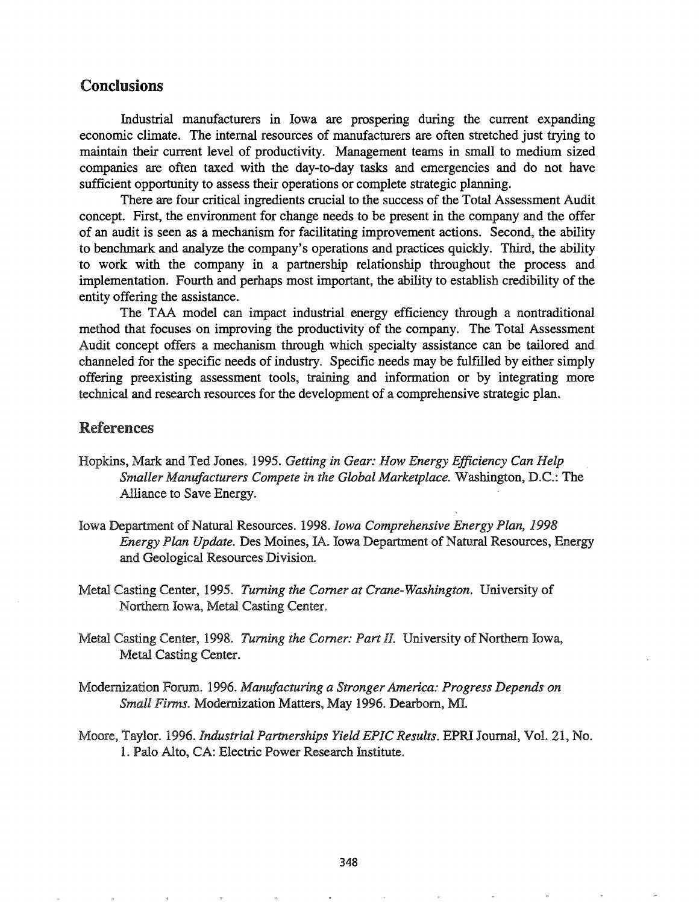## Conclusions

Industrial manufacturers in Iowa are prospering during the current expanding economic climate. The internal resources of manufacturers are often stretched just trying to maintain their current level of productivity. Management teams in small to medium sized companies are often taxed with the day-to-day tasks and emergencies and do not have sufficient opportunity to assess their operations or complete strategic planning.

There are four critical ingredients crucial to the success of the Total Assessment Audit concept. First, the environment for change needs to be present in the company and the offer of an audit is seen as a mechanism for facilitating improvement actions. Second, the ability to benchmark and analyze the company's operations and practices quickly. Third, the ability to work with the company in a partnership relationship throughout the process and implementation. Fourth and perhaps most important, the ability to establish credibility of the entity offering the assistance.

The TAA model can impact industrial energy efficiency through a nontraditional method that focuses on improving the productivity of the company. The Total Assessment Audit concept offers a mechanism through which specialty assistance can be tailored and channeled for the specific needs of industry. Specific needs may be fulfilled by either simply offering preexisting assessment tools, training and information or by integrating more technical and research resources for the development of a comprehensive strategic plan.

## References

Hopkins, Mark and Ted Jones. 1995. *Getting in Gear: How Energy Efficiency Can Help Smaller Manufacturers Compete in the Global Marketplace.* Washington, D.C.: The Alliance to Save Energy.

Iowa Department of Natural Resources. 1998. *Iowa Comprehensive Energy Plan, 1998 Energy Plan Update.* Des Moines, IA. Iowa Department of Natural Resources, Energy and Geological Resources Division.

Metal Casting Center, 1995. *Turning the Corner at Crane-Washington.* University of Northern Iowa, Metal Casting Center.

Metal Casting Center, 1998. *Turning the Corner: Part II.* University of Northern Iowa, Metal Casting Center.

Modernization Forum. 1996. *Manufacturing a Stronger America: Progress Depends on Small Firms.* Modernization Matters, May 1996. Dearborn, MI.

Moore, Taylor. 1996. *Industrial Partnerships Yield EPIC Results.* EPRI Journal, Vol. 21, No. 1. Palo Alto, CA: Electric Power Research Institute.